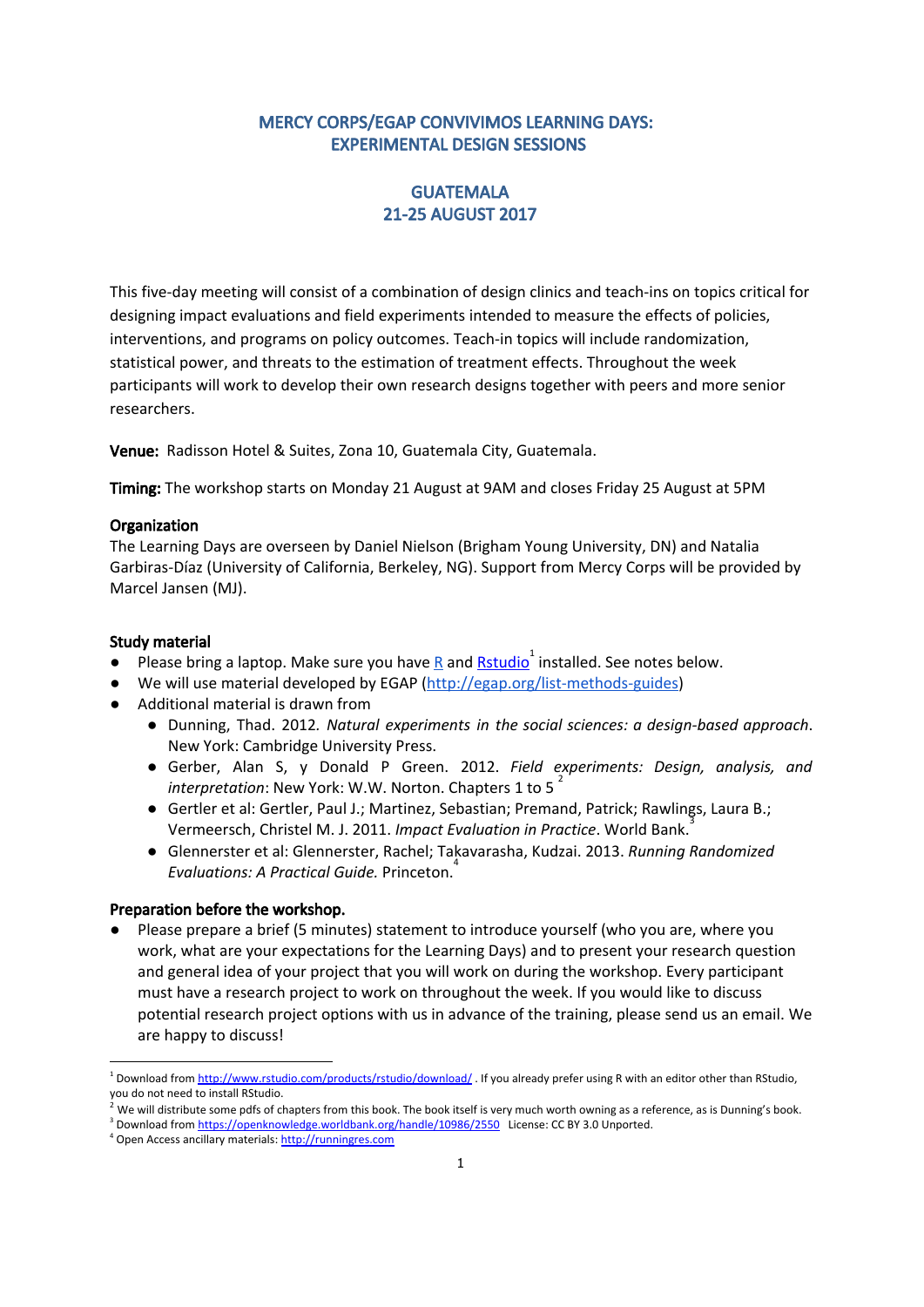# MERCY CORPS/EGAP CONVIVIMOS LEARNING DAYS: EXPERIMENTAL DESIGN SESSIONS

## GUATEMALA
## 21-25 AUGUST 2017

This five-day meeting will consist of a combination of design clinics and teach-ins on topics critical for designing impact evaluations and field experiments intended to measure the effects of policies, interventions, and programs on policy outcomes. Teach-in topics will include randomization, statistical power, and threats to the estimation of treatment effects. Throughout the week participants will work to develop their own research designs together with peers and more senior researchers.

**Venue:** Radisson Hotel & Suites, Zona 10, Guatemala City, Guatemala.

**Timing:** The workshop starts on Monday 21 August at 9AM and closes Friday 25 August at 5PM

### Organization

The Learning Days are overseen by Daniel Nielson (Brigham Young University, DN) and Natalia Garbiras-Díaz (University of California, Berkeley, NG). Support from Mercy Corps will be provided by Marcel Jansen (MJ).

### Study material

- Please bring a laptop. Make sure you have R and Rstudio[1] installed. See notes below.
- We will use material developed by EGAP (http://egap.org/list-methods-guides)
- Additional material is drawn from
  - Dunning, Thad. 2012. *Natural experiments in the social sciences: a design-based approach*. New York: Cambridge University Press.
  - Gerber, Alan S, y Donald P Green. 2012. *Field experiments: Design, analysis, and interpretation*: New York: W.W. Norton. Chapters 1 to 5[2]
  - Gertler et al: Gertler, Paul J.; Martinez, Sebastian; Premand, Patrick; Rawlings, Laura B.; Vermeersch, Christel M. J. 2011. *Impact Evaluation in Practice*. World Bank.[3]
  - Glennerster et al: Glennerster, Rachel; Takavarasha, Kudzai. 2013. *Running Randomized Evaluations: A Practical Guide.* Princeton.[4]

### Preparation before the workshop.

- Please prepare a brief (5 minutes) statement to introduce yourself (who you are, where you work, what are your expectations for the Learning Days) and to present your research question and general idea of your project that you will work on during the workshop. Every participant must have a research project to work on throughout the week. If you would like to discuss potential research project options with us in advance of the training, please send us an email. We are happy to discuss!

---

[1] Download from http://www.rstudio.com/products/rstudio/download/ . If you already prefer using R with an editor other than RStudio, you do not need to install RStudio.

[2] We will distribute some pdfs of chapters from this book. The book itself is very much worth owning as a reference, as is Dunning's book.

[3] Download from https://openknowledge.worldbank.org/handle/10986/2550 License: CC BY 3.0 Unported.

[4] Open Access ancillary materials: http://runningres.com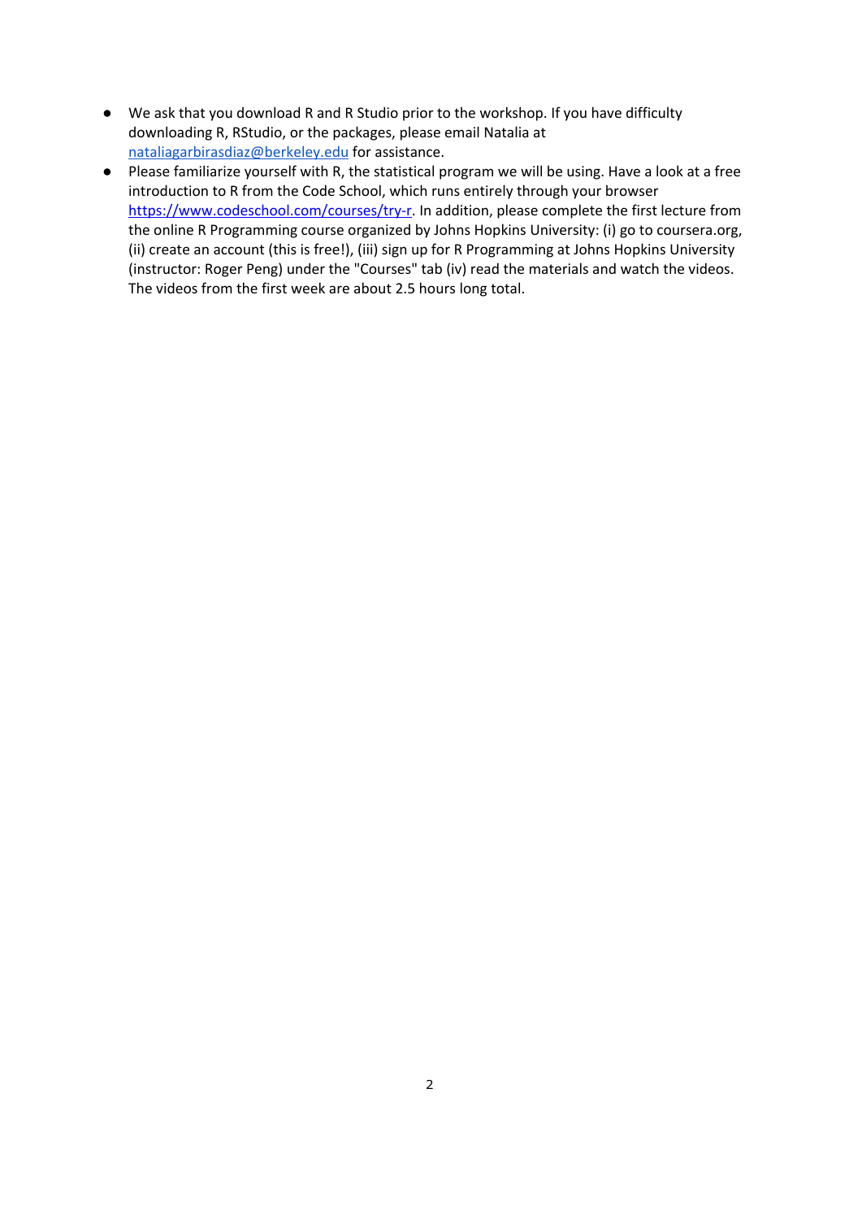- We ask that you download R and R Studio prior to the workshop. If you have difficulty downloading R, RStudio, or the packages, please email Natalia at [nataliagarbirasdiaz@berkeley.edu](mailto:nataliagarbirasdiaz@berkeley.edu) for assistance.
- Please familiarize yourself with R, the statistical program we will be using. Have a look at a free introduction to R from the Code School, which runs entirely through your browser [https://www.codeschool.com/courses/try-r](https://www.codeschool.com/courses/try-r). In addition, please complete the first lecture from the online R Programming course organized by Johns Hopkins University: (i) go to coursera.org, (ii) create an account (this is free!), (iii) sign up for R Programming at Johns Hopkins University (instructor: Roger Peng) under the "Courses" tab (iv) read the materials and watch the videos. The videos from the first week are about 2.5 hours long total.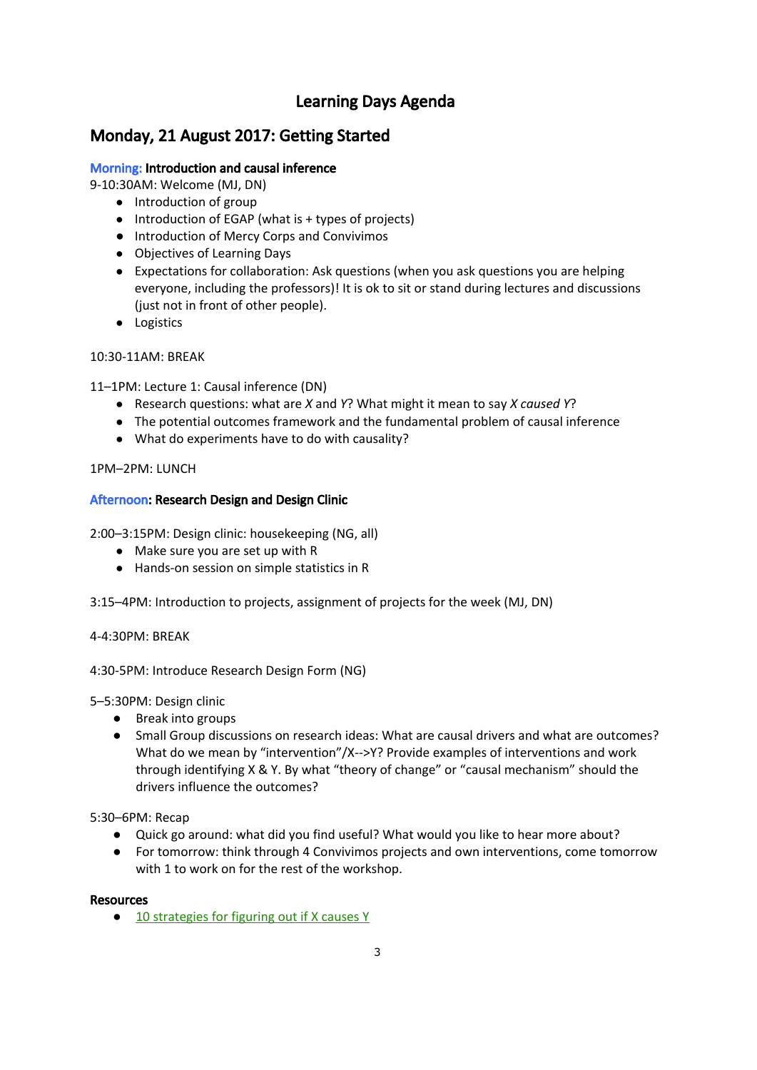# Learning Days Agenda

## Monday, 21 August 2017: Getting Started

**Morning: Introduction and causal inference**

9-10:30AM: Welcome (MJ, DN)

- Introduction of group
- Introduction of EGAP (what is + types of projects)
- Introduction of Mercy Corps and Convivimos
- Objectives of Learning Days
- Expectations for collaboration: Ask questions (when you ask questions you are helping everyone, including the professors)! It is ok to sit or stand during lectures and discussions (just not in front of other people).
- Logistics

10:30-11AM: BREAK

11–1PM: Lecture 1: Causal inference (DN)

- Research questions: what are *X* and *Y*? What might it mean to say *X caused Y*?
- The potential outcomes framework and the fundamental problem of causal inference
- What do experiments have to do with causality?

1PM–2PM: LUNCH

**Afternoon: Research Design and Design Clinic**

2:00–3:15PM: Design clinic: housekeeping (NG, all)

- Make sure you are set up with R
- Hands-on session on simple statistics in R

3:15–4PM: Introduction to projects, assignment of projects for the week (MJ, DN)

4-4:30PM: BREAK

4:30-5PM: Introduce Research Design Form (NG)

5–5:30PM: Design clinic

- Break into groups
- Small Group discussions on research ideas: What are causal drivers and what are outcomes? What do we mean by "intervention"/X-->Y? Provide examples of interventions and work through identifying X & Y. By what "theory of change" or "causal mechanism" should the drivers influence the outcomes?

5:30–6PM: Recap

- Quick go around: what did you find useful? What would you like to hear more about?
- For tomorrow: think through 4 Convivimos projects and own interventions, come tomorrow with 1 to work on for the rest of the workshop.

**Resources**

- 10 strategies for figuring out if X causes Y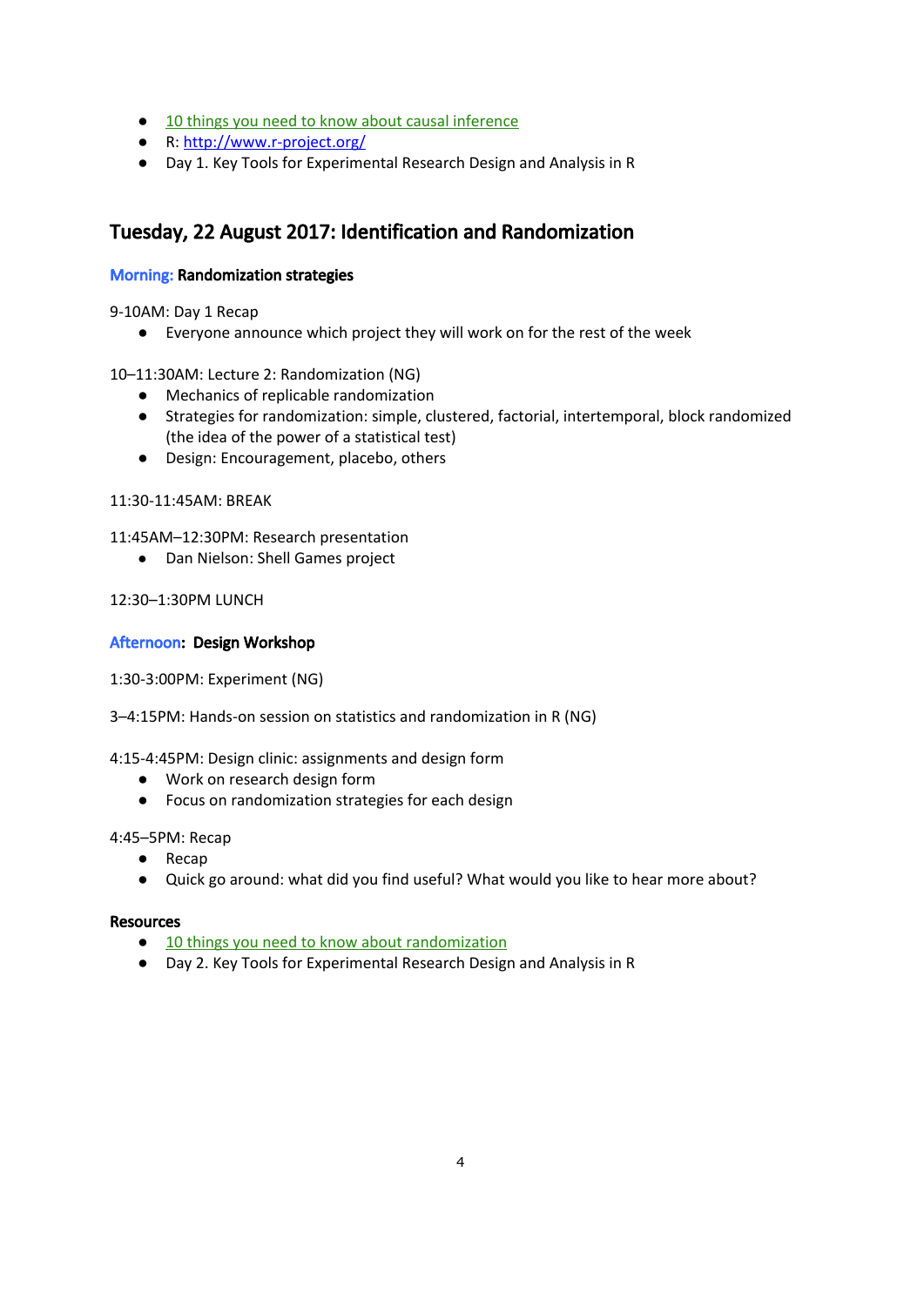- 10 things you need to know about causal inference
- R: http://www.r-project.org/
- Day 1. Key Tools for Experimental Research Design and Analysis in R

## Tuesday, 22 August 2017: Identification and Randomization

**Morning: Randomization strategies**

9-10AM: Day 1 Recap

- Everyone announce which project they will work on for the rest of the week

10–11:30AM: Lecture 2: Randomization (NG)

- Mechanics of replicable randomization
- Strategies for randomization: simple, clustered, factorial, intertemporal, block randomized (the idea of the power of a statistical test)
- Design: Encouragement, placebo, others

11:30-11:45AM: BREAK

11:45AM–12:30PM: Research presentation

- Dan Nielson: Shell Games project

12:30–1:30PM LUNCH

**Afternoon: Design Workshop**

1:30-3:00PM: Experiment (NG)

3–4:15PM: Hands-on session on statistics and randomization in R (NG)

4:15-4:45PM: Design clinic: assignments and design form

- Work on research design form
- Focus on randomization strategies for each design

4:45–5PM: Recap

- Recap
- Quick go around: what did you find useful? What would you like to hear more about?

**Resources**

- 10 things you need to know about randomization
- Day 2. Key Tools for Experimental Research Design and Analysis in R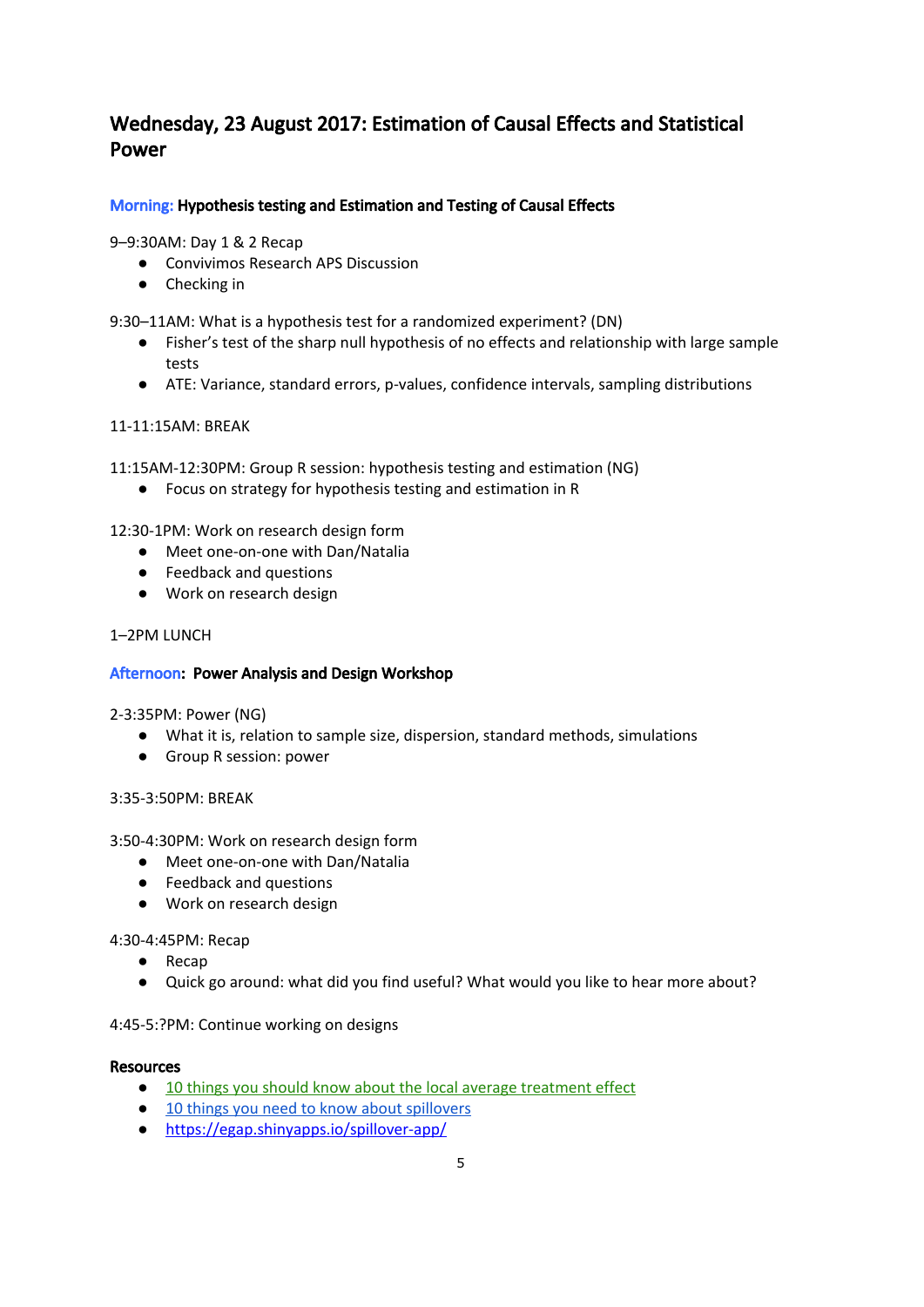## Wednesday, 23 August 2017: Estimation of Causal Effects and Statistical Power

### Morning: Hypothesis testing and Estimation and Testing of Causal Effects

9–9:30AM: Day 1 & 2 Recap

- Convivimos Research APS Discussion
- Checking in

9:30–11AM: What is a hypothesis test for a randomized experiment? (DN)

- Fisher's test of the sharp null hypothesis of no effects and relationship with large sample tests
- ATE: Variance, standard errors, p-values, confidence intervals, sampling distributions

11-11:15AM: BREAK

11:15AM-12:30PM: Group R session: hypothesis testing and estimation (NG)

- Focus on strategy for hypothesis testing and estimation in R

12:30-1PM: Work on research design form

- Meet one-on-one with Dan/Natalia
- Feedback and questions
- Work on research design

1–2PM LUNCH

### Afternoon: Power Analysis and Design Workshop

2-3:35PM: Power (NG)

- What it is, relation to sample size, dispersion, standard methods, simulations
- Group R session: power

3:35-3:50PM: BREAK

3:50-4:30PM: Work on research design form

- Meet one-on-one with Dan/Natalia
- Feedback and questions
- Work on research design

4:30-4:45PM: Recap

- Recap
- Quick go around: what did you find useful? What would you like to hear more about?

4:45-5:?PM: Continue working on designs

**Resources**

- 10 things you should know about the local average treatment effect
- 10 things you need to know about spillovers
- https://egap.shinyapps.io/spillover-app/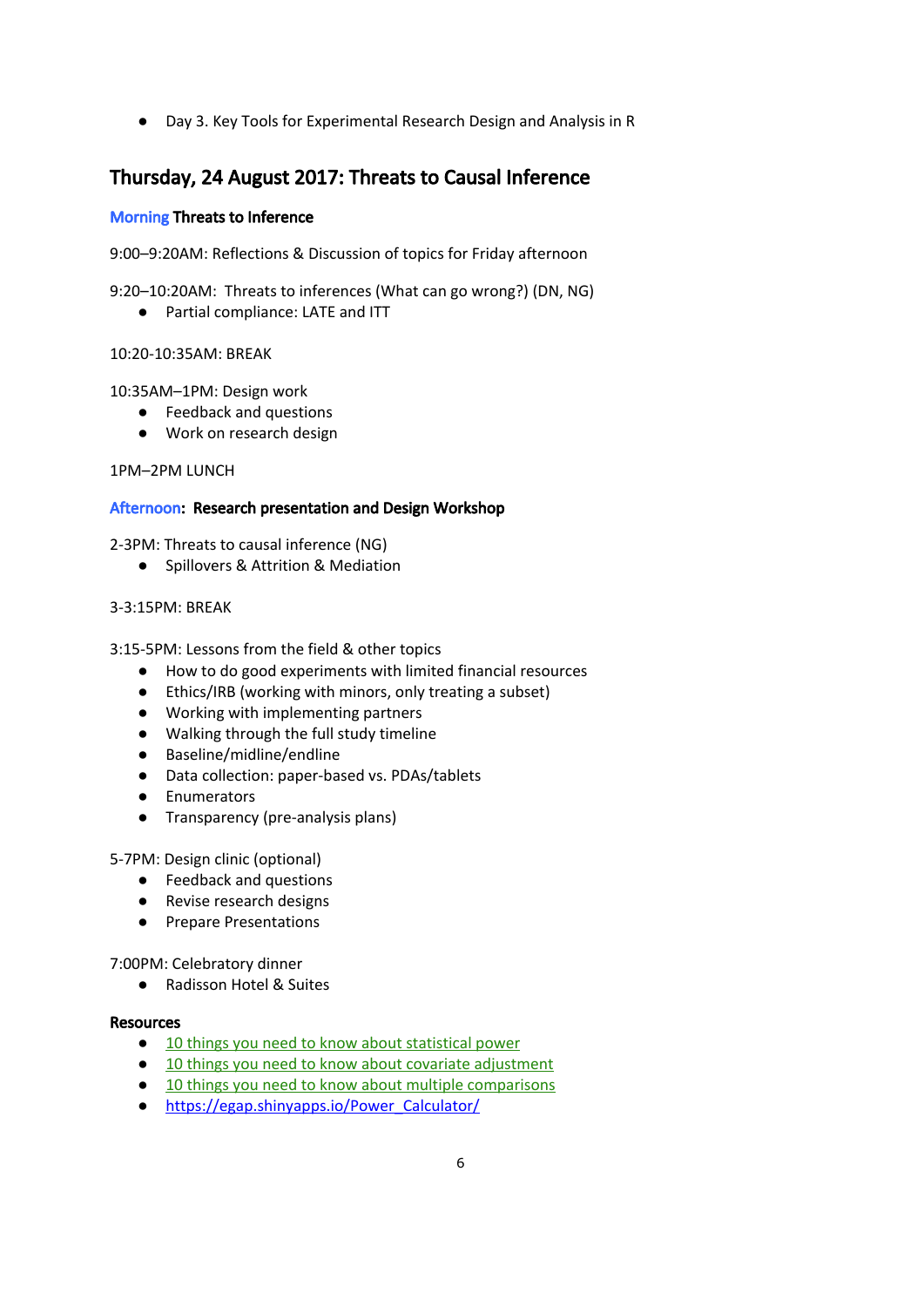- Day 3. Key Tools for Experimental Research Design and Analysis in R

## Thursday, 24 August 2017: Threats to Causal Inference

**Morning Threats to Inference**

9:00–9:20AM: Reflections & Discussion of topics for Friday afternoon

9:20–10:20AM: Threats to inferences (What can go wrong?) (DN, NG)

- Partial compliance: LATE and ITT

10:20-10:35AM: BREAK

10:35AM–1PM: Design work

- Feedback and questions
- Work on research design

1PM–2PM LUNCH

**Afternoon: Research presentation and Design Workshop**

2-3PM: Threats to causal inference (NG)

- Spillovers & Attrition & Mediation

3-3:15PM: BREAK

3:15-5PM: Lessons from the field & other topics

- How to do good experiments with limited financial resources
- Ethics/IRB (working with minors, only treating a subset)
- Working with implementing partners
- Walking through the full study timeline
- Baseline/midline/endline
- Data collection: paper-based vs. PDAs/tablets
- Enumerators
- Transparency (pre-analysis plans)

5-7PM: Design clinic (optional)

- Feedback and questions
- Revise research designs
- Prepare Presentations

7:00PM: Celebratory dinner

- Radisson Hotel & Suites

**Resources**

- 10 things you need to know about statistical power
- 10 things you need to know about covariate adjustment
- 10 things you need to know about multiple comparisons
- https://egap.shinyapps.io/Power_Calculator/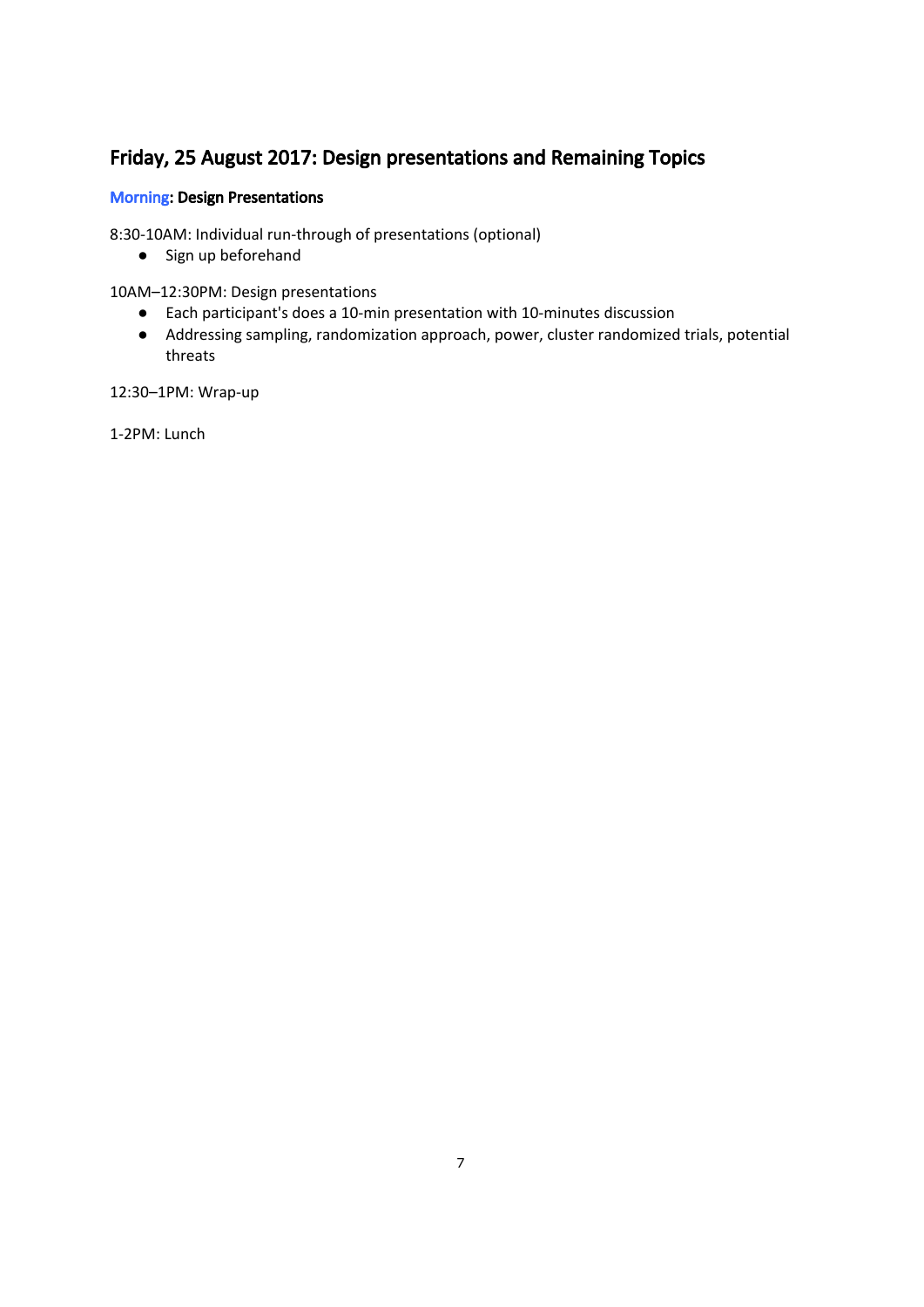## Friday, 25 August 2017: Design presentations and Remaining Topics

### Morning: Design Presentations

8:30-10AM: Individual run-through of presentations (optional)

- Sign up beforehand

10AM–12:30PM: Design presentations

- Each participant's does a 10-min presentation with 10-minutes discussion
- Addressing sampling, randomization approach, power, cluster randomized trials, potential threats

12:30–1PM: Wrap-up

1-2PM: Lunch